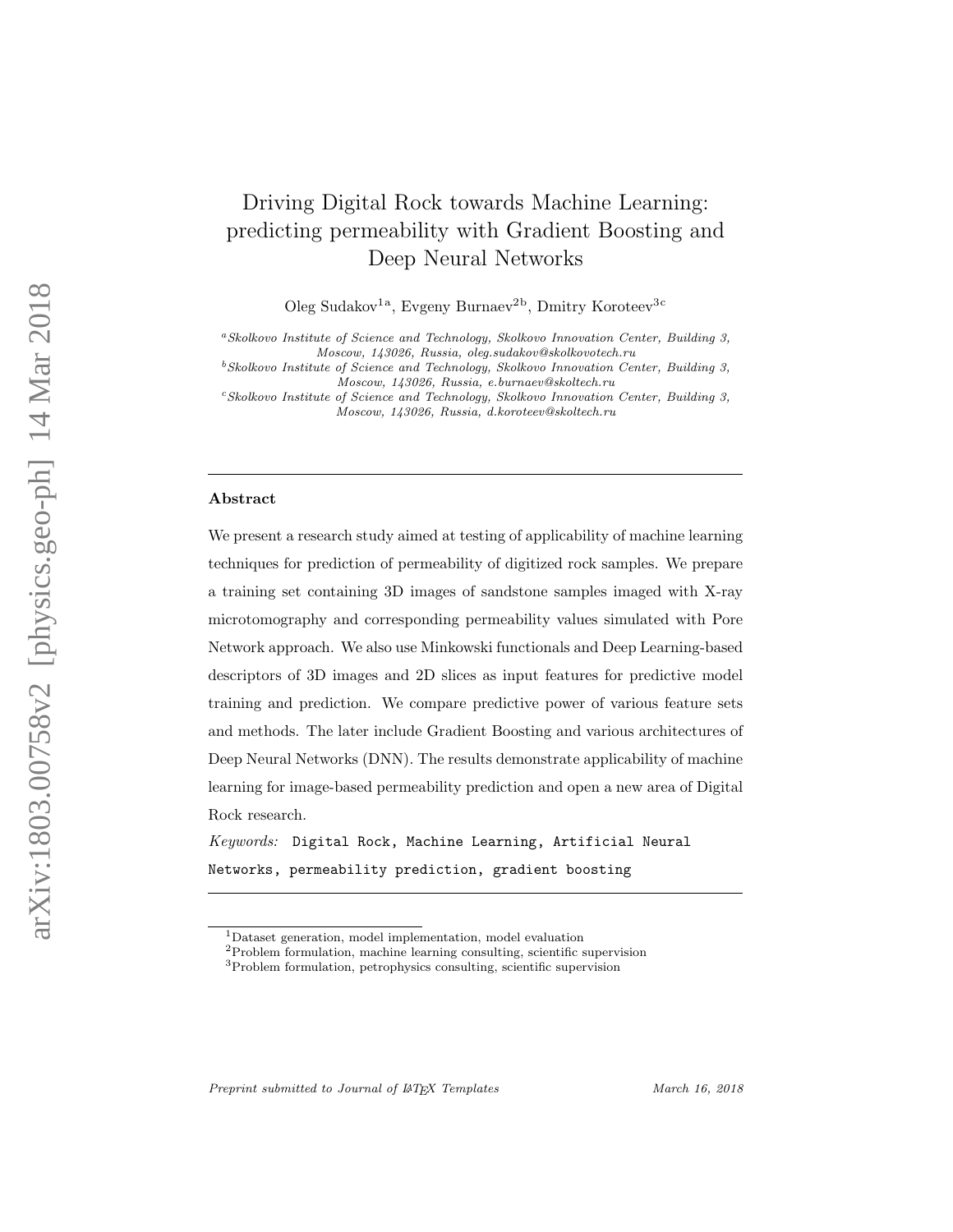# Driving Digital Rock towards Machine Learning: predicting permeability with Gradient Boosting and Deep Neural Networks

Oleg Sudakov[1a], Evgeny Burnaev[2b], Dmitry Koroteev[3c]

[a]*Skolkovo Institute of Science and Technology, Skolkovo Innovation Center, Building 3, Moscow, 143026, Russia, oleg.sudakov@skolkovotech.ru*

[b]*Skolkovo Institute of Science and Technology, Skolkovo Innovation Center, Building 3, Moscow, 143026, Russia, e.burnaev@skoltech.ru*

[c]*Skolkovo Institute of Science and Technology, Skolkovo Innovation Center, Building 3, Moscow, 143026, Russia, d.koroteev@skoltech.ru*

---

**Abstract**

We present a research study aimed at testing of applicability of machine learning techniques for prediction of permeability of digitized rock samples. We prepare a training set containing 3D images of sandstone samples imaged with X-ray microtomography and corresponding permeability values simulated with Pore Network approach. We also use Minkowski functionals and Deep Learning-based descriptors of 3D images and 2D slices as input features for predictive model training and prediction. We compare predictive power of various feature sets and methods. The later include Gradient Boosting and various architectures of Deep Neural Networks (DNN). The results demonstrate applicability of machine learning for image-based permeability prediction and open a new area of Digital Rock research.

*Keywords:* `Digital Rock, Machine Learning, Artificial Neural Networks, permeability prediction, gradient boosting`

---

[1]Dataset generation, model implementation, model evaluation

[2]Problem formulation, machine learning consulting, scientific supervision

[3]Problem formulation, petrophysics consulting, scientific supervision

*Preprint submitted to Journal of LaTeX Templates* *March 16, 2018*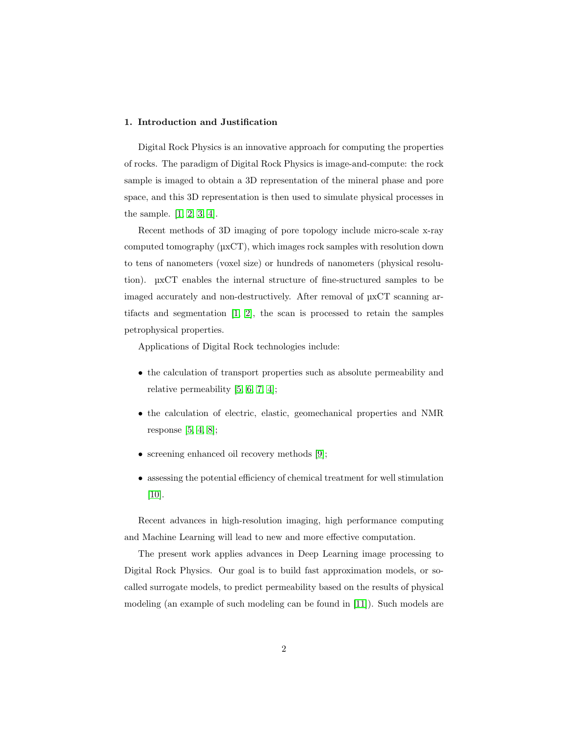## 1. Introduction and Justification

Digital Rock Physics is an innovative approach for computing the properties of rocks. The paradigm of Digital Rock Physics is image-and-compute: the rock sample is imaged to obtain a 3D representation of the mineral phase and pore space, and this 3D representation is then used to simulate physical processes in the sample. [1, 2, 3, 4].

Recent methods of 3D imaging of pore topology include micro-scale x-ray computed tomography (µxCT), which images rock samples with resolution down to tens of nanometers (voxel size) or hundreds of nanometers (physical resolution). µxCT enables the internal structure of fine-structured samples to be imaged accurately and non-destructively. After removal of µxCT scanning artifacts and segmentation [1, 2], the scan is processed to retain the samples petrophysical properties.

Applications of Digital Rock technologies include:

- the calculation of transport properties such as absolute permeability and relative permeability [5, 6, 7, 4];
- the calculation of electric, elastic, geomechanical properties and NMR response [5, 4, 8];
- screening enhanced oil recovery methods [9];
- assessing the potential efficiency of chemical treatment for well stimulation [10].

Recent advances in high-resolution imaging, high performance computing and Machine Learning will lead to new and more effective computation.

The present work applies advances in Deep Learning image processing to Digital Rock Physics. Our goal is to build fast approximation models, or so-called surrogate models, to predict permeability based on the results of physical modeling (an example of such modeling can be found in [11]). Such models are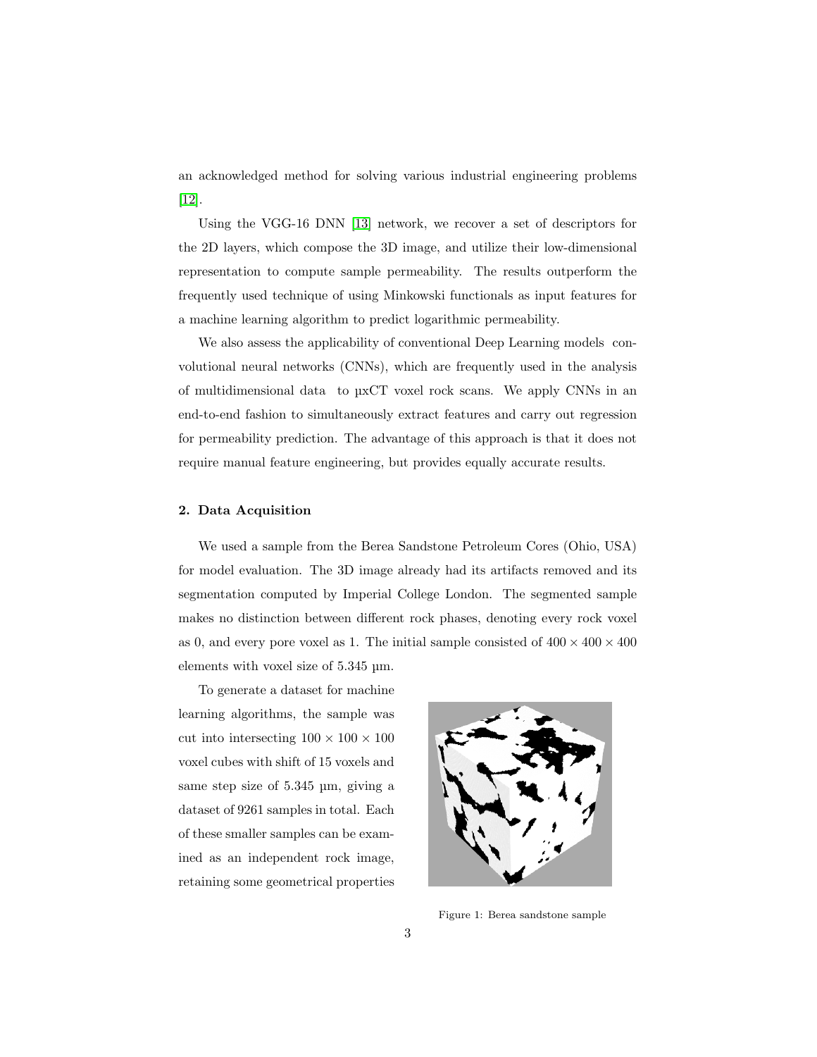an acknowledged method for solving various industrial engineering problems [12].

Using the VGG-16 DNN [13] network, we recover a set of descriptors for the 2D layers, which compose the 3D image, and utilize their low-dimensional representation to compute sample permeability. The results outperform the frequently used technique of using Minkowski functionals as input features for a machine learning algorithm to predict logarithmic permeability.

We also assess the applicability of conventional Deep Learning models convolutional neural networks (CNNs), which are frequently used in the analysis of multidimensional data to µxCT voxel rock scans. We apply CNNs in an end-to-end fashion to simultaneously extract features and carry out regression for permeability prediction. The advantage of this approach is that it does not require manual feature engineering, but provides equally accurate results.

## 2. Data Acquisition

We used a sample from the Berea Sandstone Petroleum Cores (Ohio, USA) for model evaluation. The 3D image already had its artifacts removed and its segmentation computed by Imperial College London. The segmented sample makes no distinction between different rock phases, denoting every rock voxel as 0, and every pore voxel as 1. The initial sample consisted of $400 \times 400 \times 400$ elements with voxel size of 5.345 µm.

To generate a dataset for machine learning algorithms, the sample was cut into intersecting $100 \times 100 \times 100$ voxel cubes with shift of 15 voxels and same step size of 5.345 µm, giving a dataset of 9261 samples in total. Each of these smaller samples can be examined as an independent rock image, retaining some geometrical properties

Figure 1: Berea sandstone sample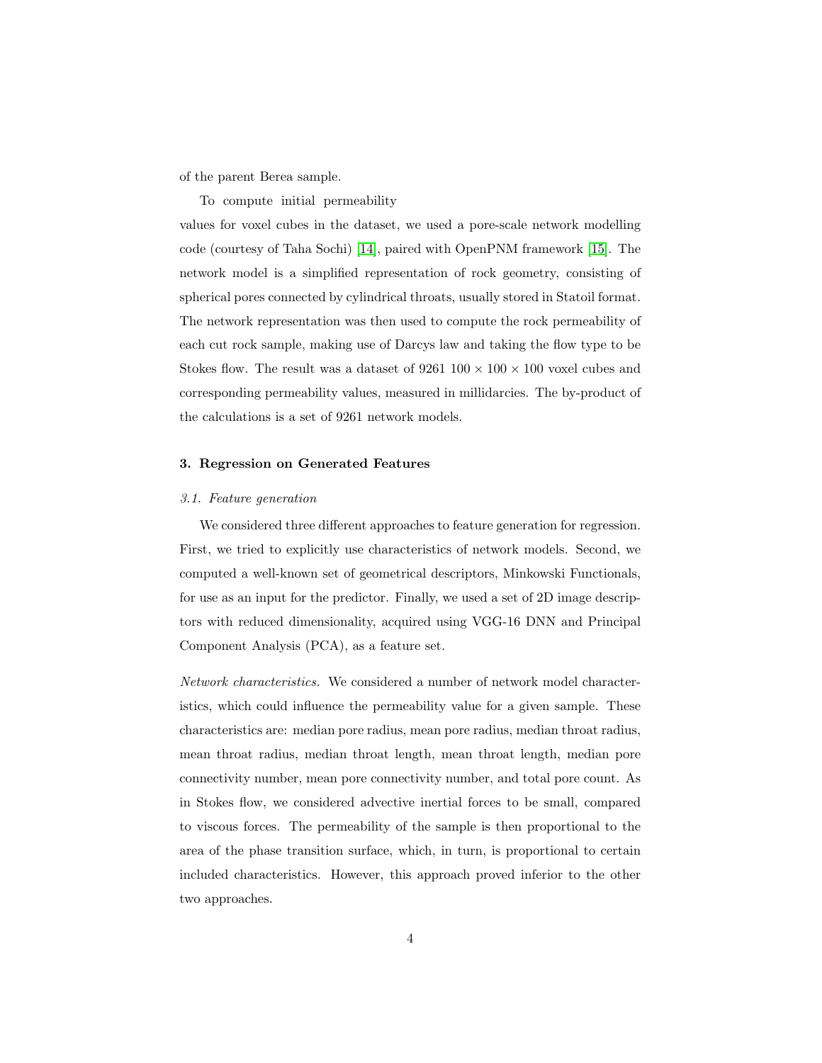of the parent Berea sample.

To compute initial permeability values for voxel cubes in the dataset, we used a pore-scale network modelling code (courtesy of Taha Sochi) [14], paired with OpenPNM framework [15]. The network model is a simplified representation of rock geometry, consisting of spherical pores connected by cylindrical throats, usually stored in Statoil format. The network representation was then used to compute the rock permeability of each cut rock sample, making use of Darcys law and taking the flow type to be Stokes flow. The result was a dataset of 9261 $100 \times 100 \times 100$ voxel cubes and corresponding permeability values, measured in millidarcies. The by-product of the calculations is a set of 9261 network models.

## 3. Regression on Generated Features

### *3.1. Feature generation*

We considered three different approaches to feature generation for regression. First, we tried to explicitly use characteristics of network models. Second, we computed a well-known set of geometrical descriptors, Minkowski Functionals, for use as an input for the predictor. Finally, we used a set of 2D image descriptors with reduced dimensionality, acquired using VGG-16 DNN and Principal Component Analysis (PCA), as a feature set.

*Network characteristics.* We considered a number of network model characteristics, which could influence the permeability value for a given sample. These characteristics are: median pore radius, mean pore radius, median throat radius, mean throat radius, median throat length, mean throat length, median pore connectivity number, mean pore connectivity number, and total pore count. As in Stokes flow, we considered advective inertial forces to be small, compared to viscous forces. The permeability of the sample is then proportional to the area of the phase transition surface, which, in turn, is proportional to certain included characteristics. However, this approach proved inferior to the other two approaches.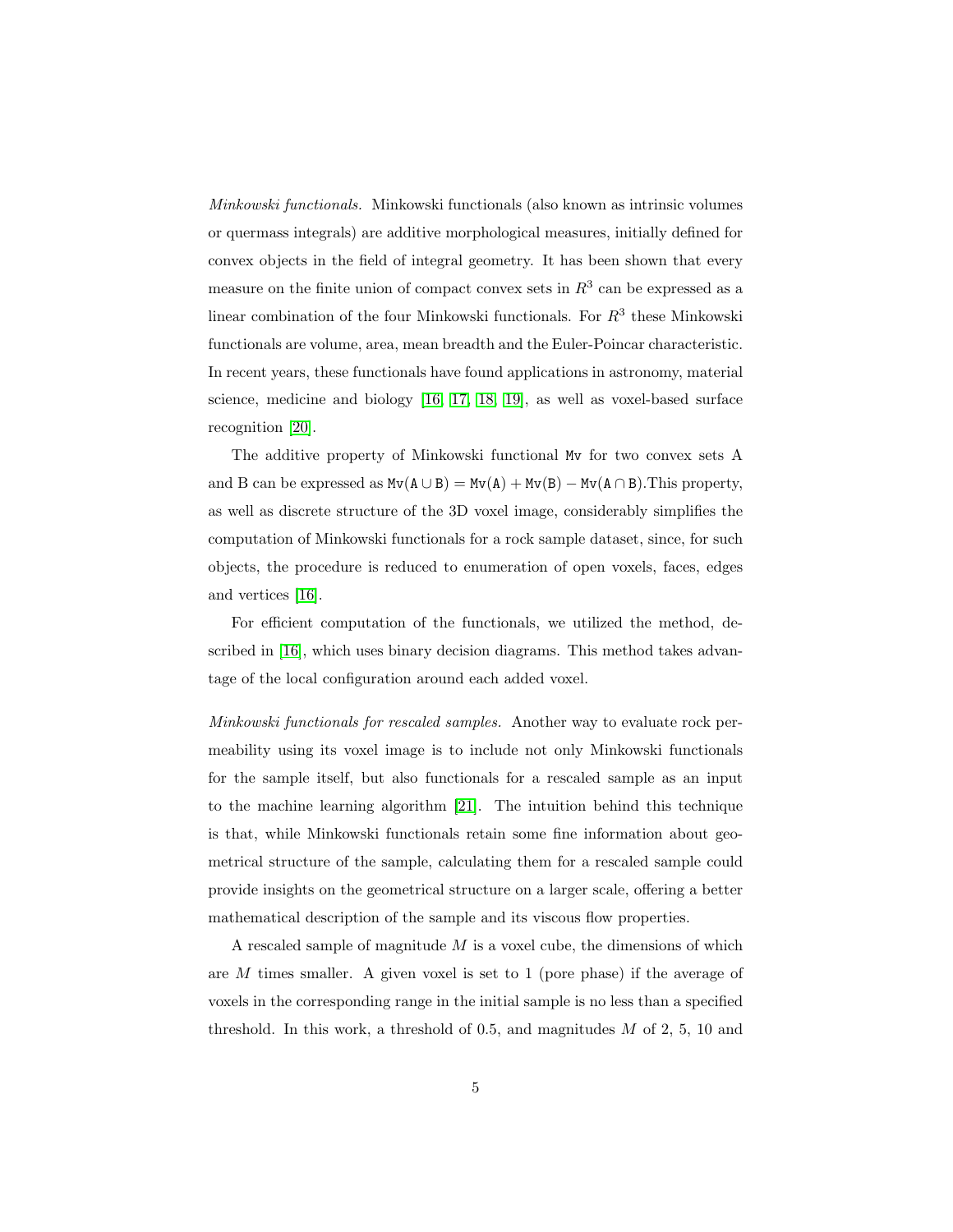*Minkowski functionals.* Minkowski functionals (also known as intrinsic volumes or quermass integrals) are additive morphological measures, initially defined for convex objects in the field of integral geometry. It has been shown that every measure on the finite union of compact convex sets in $R^3$ can be expressed as a linear combination of the four Minkowski functionals. For $R^3$ these Minkowski functionals are volume, area, mean breadth and the Euler-Poincar characteristic. In recent years, these functionals have found applications in astronomy, material science, medicine and biology [16, 17, 18, 19], as well as voxel-based surface recognition [20].

The additive property of Minkowski functional $\mathtt{Mv}$ for two convex sets A and B can be expressed as $\mathtt{Mv}(\mathtt{A} \cup \mathtt{B}) = \mathtt{Mv}(\mathtt{A}) + \mathtt{Mv}(\mathtt{B}) - \mathtt{Mv}(\mathtt{A} \cap \mathtt{B})$.This property, as well as discrete structure of the 3D voxel image, considerably simplifies the computation of Minkowski functionals for a rock sample dataset, since, for such objects, the procedure is reduced to enumeration of open voxels, faces, edges and vertices [16].

For efficient computation of the functionals, we utilized the method, described in [16], which uses binary decision diagrams. This method takes advantage of the local configuration around each added voxel.

*Minkowski functionals for rescaled samples.* Another way to evaluate rock permeability using its voxel image is to include not only Minkowski functionals for the sample itself, but also functionals for a rescaled sample as an input to the machine learning algorithm [21]. The intuition behind this technique is that, while Minkowski functionals retain some fine information about geometrical structure of the sample, calculating them for a rescaled sample could provide insights on the geometrical structure on a larger scale, offering a better mathematical description of the sample and its viscous flow properties.

A rescaled sample of magnitude $M$ is a voxel cube, the dimensions of which are $M$ times smaller. A given voxel is set to 1 (pore phase) if the average of voxels in the corresponding range in the initial sample is no less than a specified threshold. In this work, a threshold of 0.5, and magnitudes $M$ of 2, 5, 10 and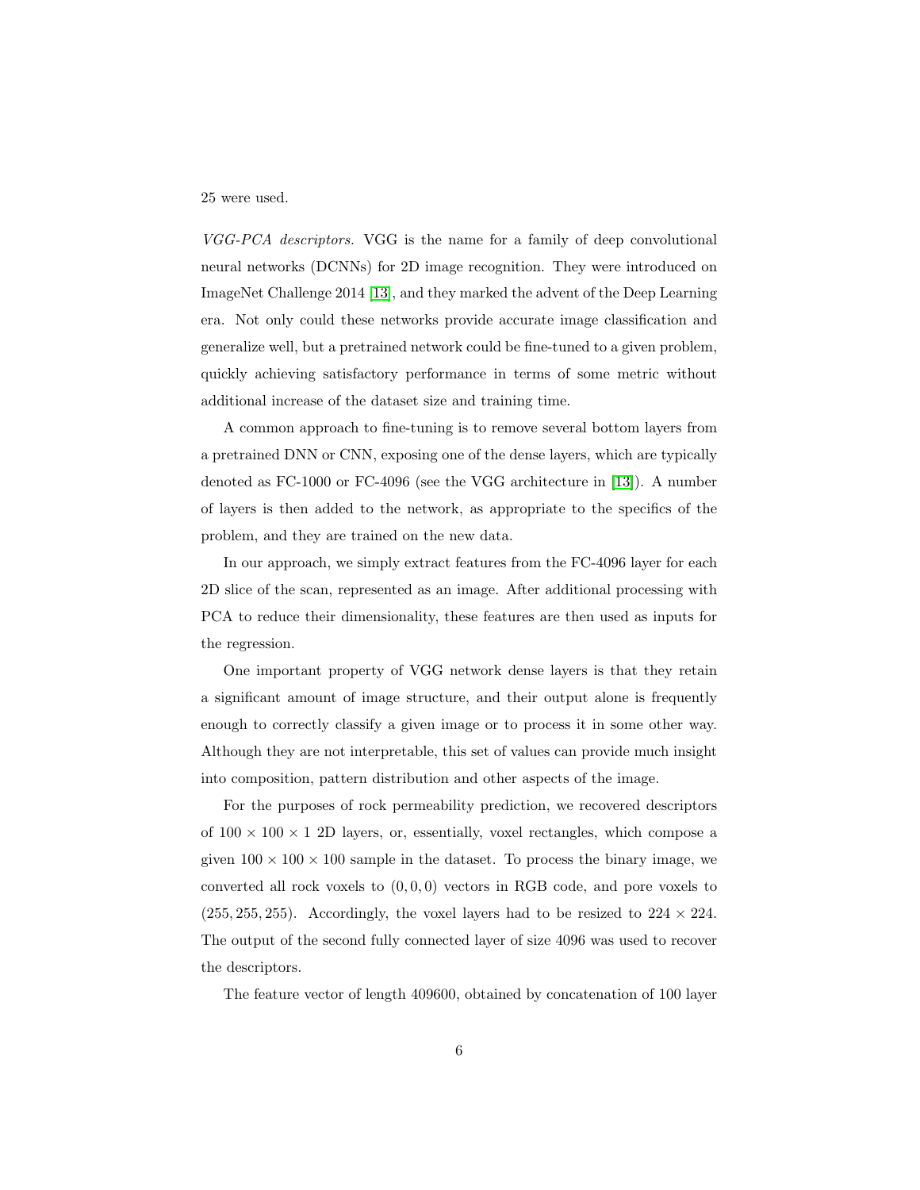25 were used.

*VGG-PCA descriptors.* VGG is the name for a family of deep convolutional neural networks (DCNNs) for 2D image recognition. They were introduced on ImageNet Challenge 2014 [13], and they marked the advent of the Deep Learning era. Not only could these networks provide accurate image classification and generalize well, but a pretrained network could be fine-tuned to a given problem, quickly achieving satisfactory performance in terms of some metric without additional increase of the dataset size and training time.

A common approach to fine-tuning is to remove several bottom layers from a pretrained DNN or CNN, exposing one of the dense layers, which are typically denoted as FC-1000 or FC-4096 (see the VGG architecture in [13]). A number of layers is then added to the network, as appropriate to the specifics of the problem, and they are trained on the new data.

In our approach, we simply extract features from the FC-4096 layer for each 2D slice of the scan, represented as an image. After additional processing with PCA to reduce their dimensionality, these features are then used as inputs for the regression.

One important property of VGG network dense layers is that they retain a significant amount of image structure, and their output alone is frequently enough to correctly classify a given image or to process it in some other way. Although they are not interpretable, this set of values can provide much insight into composition, pattern distribution and other aspects of the image.

For the purposes of rock permeability prediction, we recovered descriptors of $100 \times 100 \times 1$ 2D layers, or, essentially, voxel rectangles, which compose a given $100 \times 100 \times 100$ sample in the dataset. To process the binary image, we converted all rock voxels to $(0, 0, 0)$ vectors in RGB code, and pore voxels to $(255, 255, 255)$. Accordingly, the voxel layers had to be resized to $224 \times 224$. The output of the second fully connected layer of size 4096 was used to recover the descriptors.

The feature vector of length 409600, obtained by concatenation of 100 layer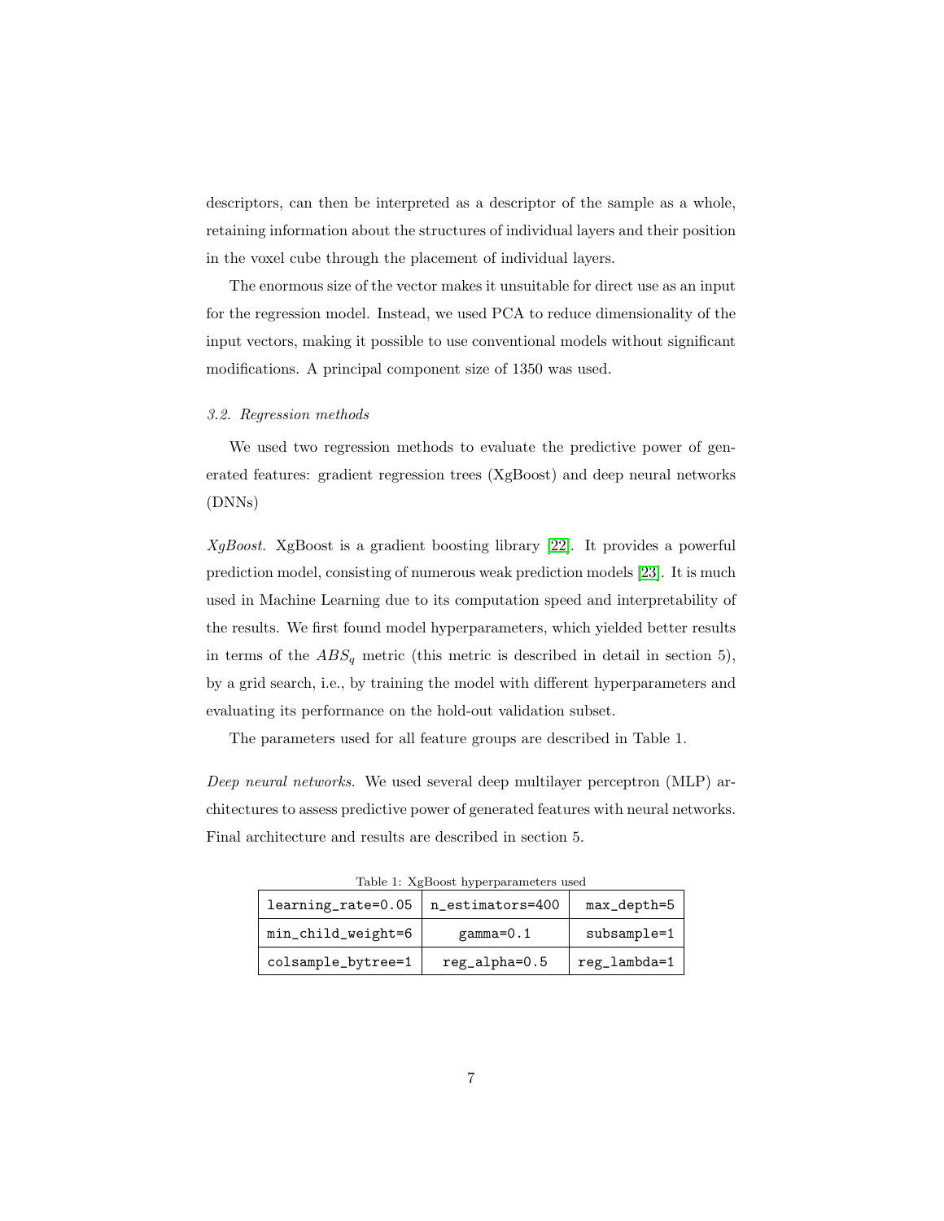descriptors, can then be interpreted as a descriptor of the sample as a whole, retaining information about the structures of individual layers and their position in the voxel cube through the placement of individual layers.

The enormous size of the vector makes it unsuitable for direct use as an input for the regression model. Instead, we used PCA to reduce dimensionality of the input vectors, making it possible to use conventional models without significant modifications. A principal component size of 1350 was used.

### *3.2. Regression methods*

We used two regression methods to evaluate the predictive power of generated features: gradient regression trees (XgBoost) and deep neural networks (DNNs)

*XgBoost.* XgBoost is a gradient boosting library [22]. It provides a powerful prediction model, consisting of numerous weak prediction models [23]. It is much used in Machine Learning due to its computation speed and interpretability of the results. We first found model hyperparameters, which yielded better results in terms of the $ABS_q$ metric (this metric is described in detail in section 5), by a grid search, i.e., by training the model with different hyperparameters and evaluating its performance on the hold-out validation subset.

The parameters used for all feature groups are described in Table 1.

*Deep neural networks.* We used several deep multilayer perceptron (MLP) architectures to assess predictive power of generated features with neural networks. Final architecture and results are described in section 5.

Table 1: XgBoost hyperparameters used

| | | |
|---|---|---|
| `learning_rate=0.05` | `n_estimators=400` | `max_depth=5` |
| `min_child_weight=6` | `gamma=0.1` | `subsample=1` |
| `colsample_bytree=1` | `reg_alpha=0.5` | `reg_lambda=1` |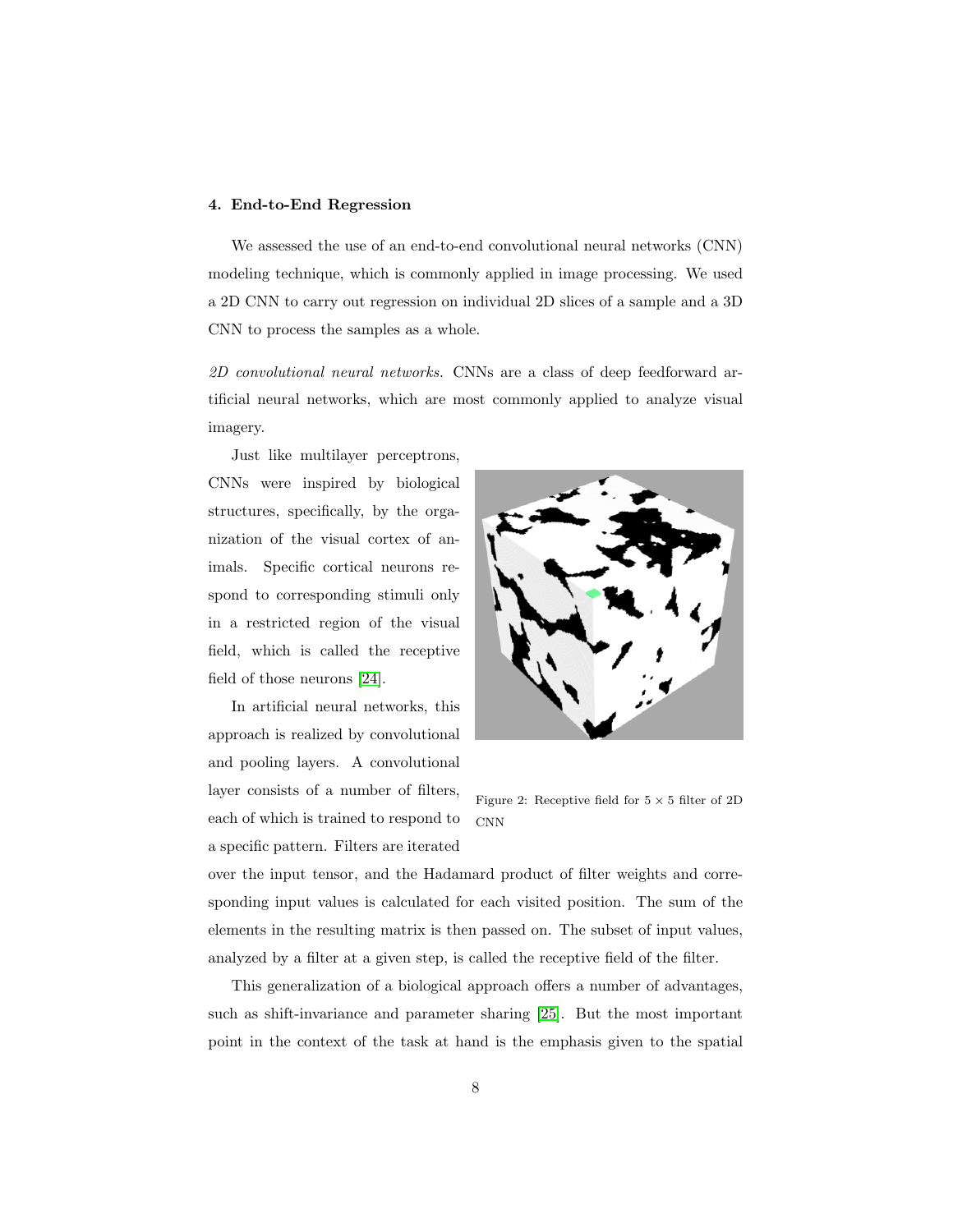## 4. End-to-End Regression

We assessed the use of an end-to-end convolutional neural networks (CNN) modeling technique, which is commonly applied in image processing. We used a 2D CNN to carry out regression on individual 2D slices of a sample and a 3D CNN to process the samples as a whole.

*2D convolutional neural networks.* CNNs are a class of deep feedforward artificial neural networks, which are most commonly applied to analyze visual imagery.

Just like multilayer perceptrons, CNNs were inspired by biological structures, specifically, by the organization of the visual cortex of animals. Specific cortical neurons respond to corresponding stimuli only in a restricted region of the visual field, which is called the receptive field of those neurons [24].

Figure 2: Receptive field for $5 \times 5$ filter of 2D CNN

In artificial neural networks, this approach is realized by convolutional and pooling layers. A convolutional layer consists of a number of filters, each of which is trained to respond to a specific pattern. Filters are iterated over the input tensor, and the Hadamard product of filter weights and corresponding input values is calculated for each visited position. The sum of the elements in the resulting matrix is then passed on. The subset of input values, analyzed by a filter at a given step, is called the receptive field of the filter.

This generalization of a biological approach offers a number of advantages, such as shift-invariance and parameter sharing [25]. But the most important point in the context of the task at hand is the emphasis given to the spatial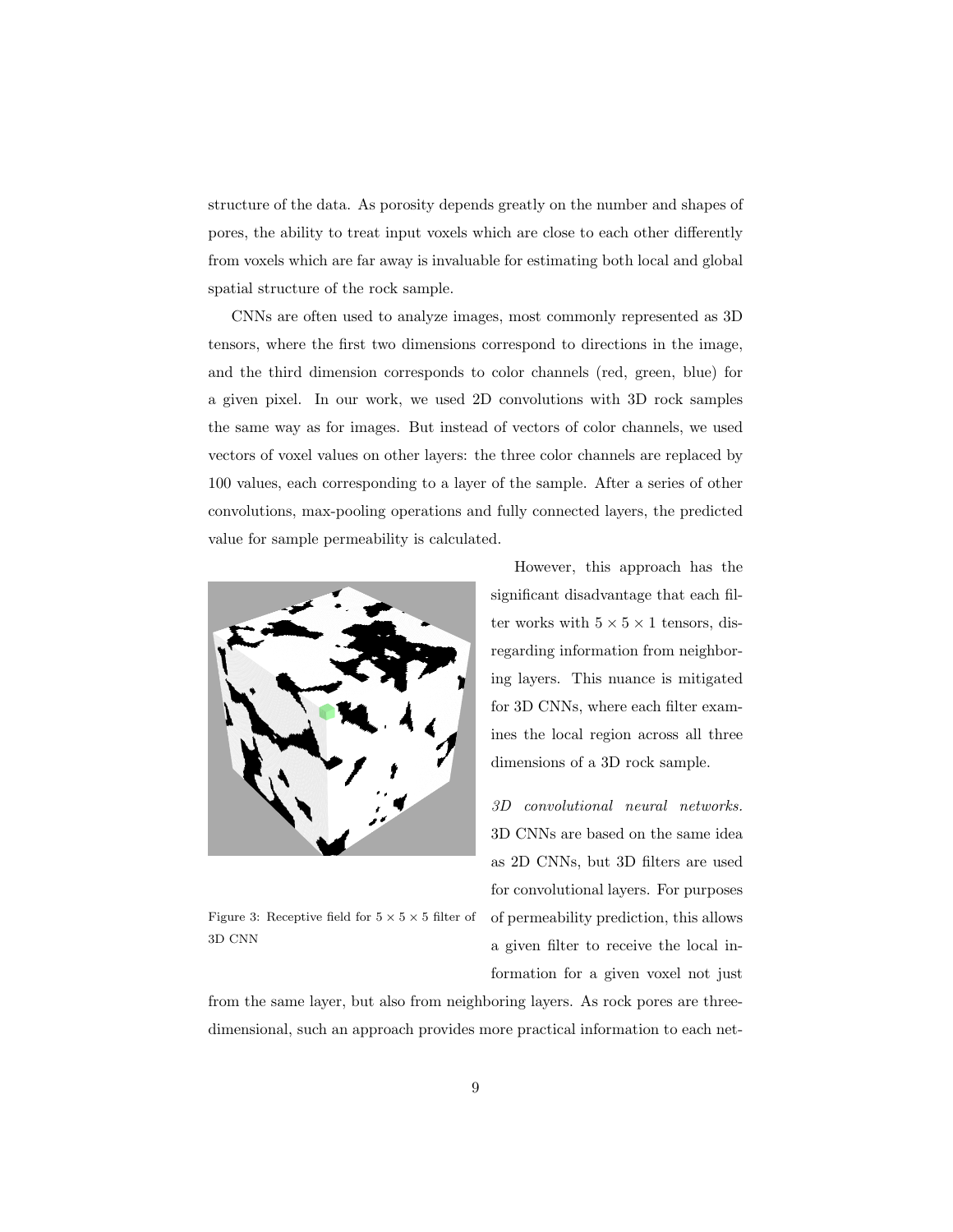structure of the data. As porosity depends greatly on the number and shapes of pores, the ability to treat input voxels which are close to each other differently from voxels which are far away is invaluable for estimating both local and global spatial structure of the rock sample.

CNNs are often used to analyze images, most commonly represented as 3D tensors, where the first two dimensions correspond to directions in the image, and the third dimension corresponds to color channels (red, green, blue) for a given pixel. In our work, we used 2D convolutions with 3D rock samples the same way as for images. But instead of vectors of color channels, we used vectors of voxel values on other layers: the three color channels are replaced by 100 values, each corresponding to a layer of the sample. After a series of other convolutions, max-pooling operations and fully connected layers, the predicted value for sample permeability is calculated.

However, this approach has the significant disadvantage that each filter works with $5 \times 5 \times 1$ tensors, disregarding information from neighboring layers. This nuance is mitigated for 3D CNNs, where each filter examines the local region across all three dimensions of a 3D rock sample.

Figure 3: Receptive field for $5 \times 5 \times 5$ filter of 3D CNN

*3D convolutional neural networks.* 3D CNNs are based on the same idea as 2D CNNs, but 3D filters are used for convolutional layers. For purposes of permeability prediction, this allows a given filter to receive the local information for a given voxel not just from the same layer, but also from neighboring layers. As rock pores are three-dimensional, such an approach provides more practical information to each net-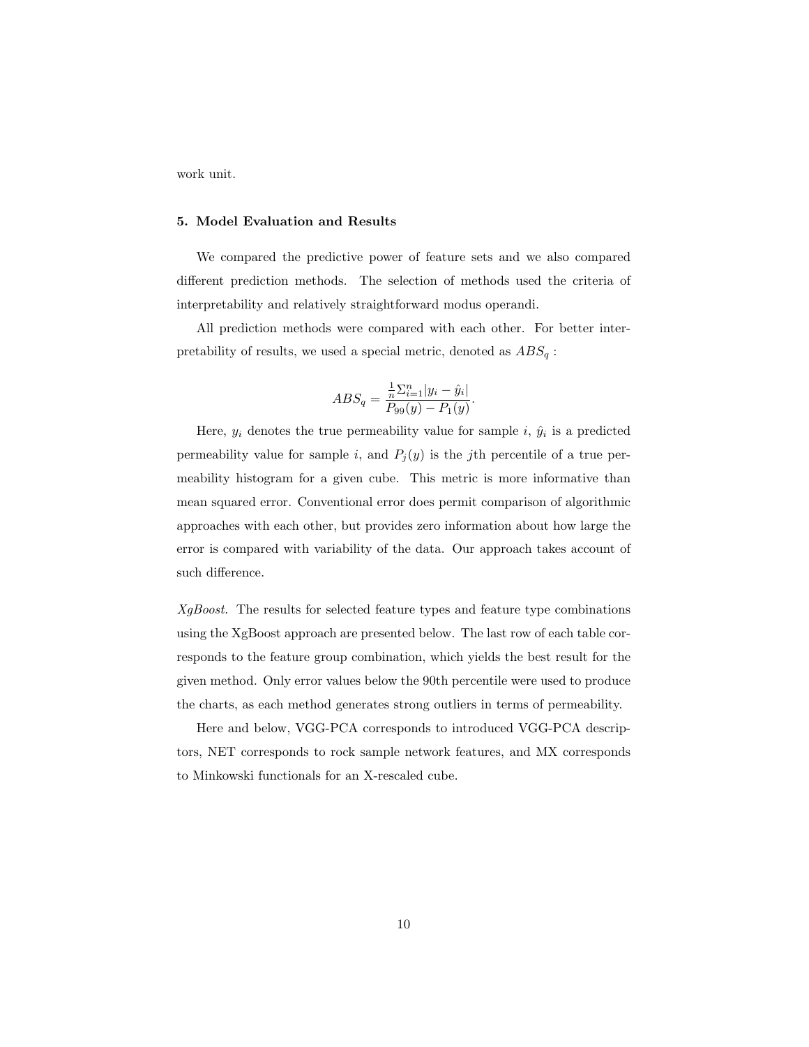work unit.

### 5. Model Evaluation and Results

We compared the predictive power of feature sets and we also compared different prediction methods. The selection of methods used the criteria of interpretability and relatively straightforward modus operandi.

All prediction methods were compared with each other. For better interpretability of results, we used a special metric, denoted as $ABS_q$ :

$$ABS_q = \frac{\frac{1}{n}\Sigma_{i=1}^{n}|y_i - \hat{y}_i|}{P_{99}(y) - P_1(y)}.$$

Here, $y_i$ denotes the true permeability value for sample $i$, $\hat{y}_i$ is a predicted permeability value for sample $i$, and $P_j(y)$ is the $j$th percentile of a true permeability histogram for a given cube. This metric is more informative than mean squared error. Conventional error does permit comparison of algorithmic approaches with each other, but provides zero information about how large the error is compared with variability of the data. Our approach takes account of such difference.

*XgBoost.* The results for selected feature types and feature type combinations using the XgBoost approach are presented below. The last row of each table corresponds to the feature group combination, which yields the best result for the given method. Only error values below the 90th percentile were used to produce the charts, as each method generates strong outliers in terms of permeability.

Here and below, VGG-PCA corresponds to introduced VGG-PCA descriptors, NET corresponds to rock sample network features, and MX corresponds to Minkowski functionals for an X-rescaled cube.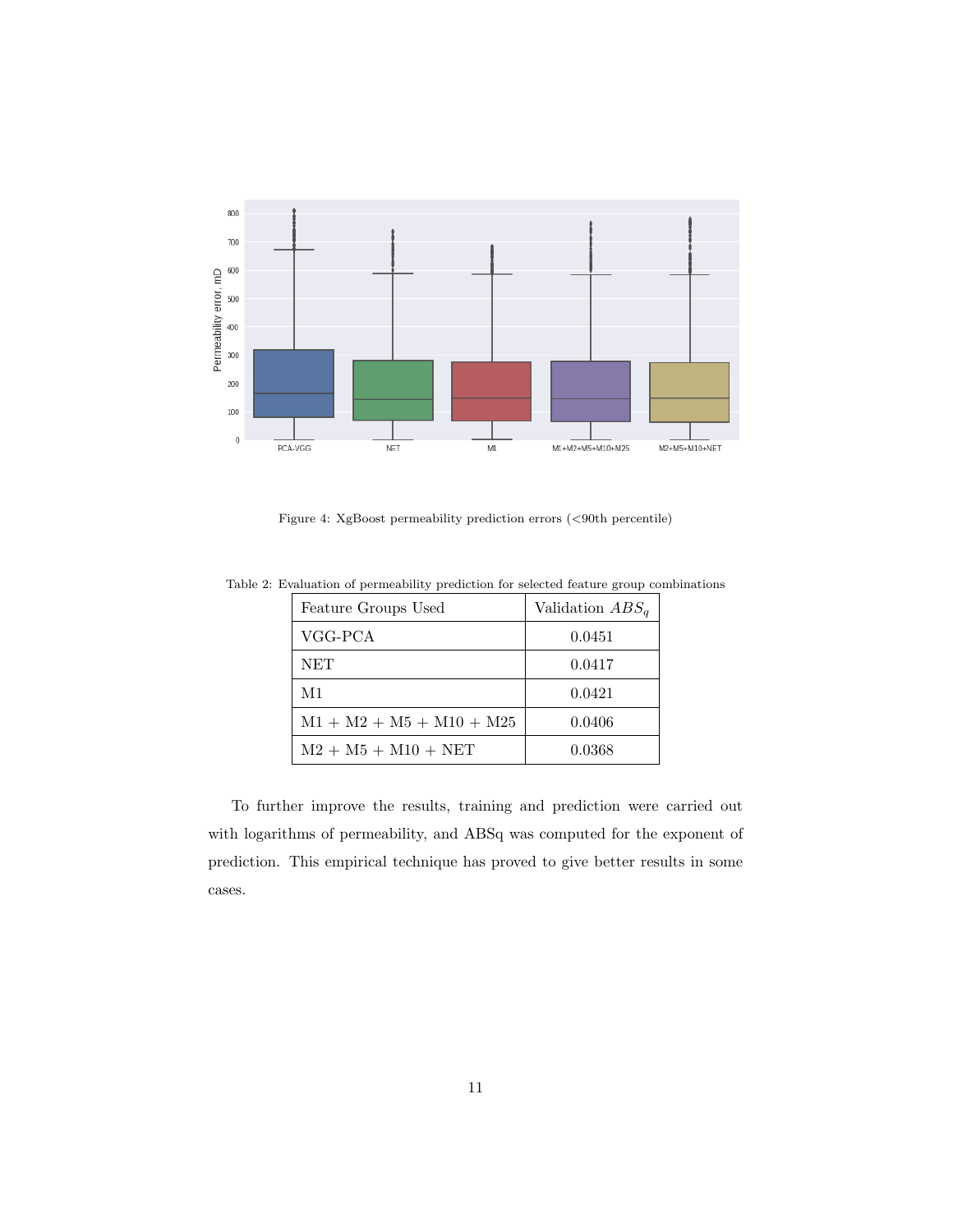Figure 4: XgBoost permeability prediction errors (<90th percentile)

Table 2: Evaluation of permeability prediction for selected feature group combinations

| Feature Groups Used | Validation $ABS_q$ |
|---|---|
| VGG-PCA | 0.0451 |
| NET | 0.0417 |
| M1 | 0.0421 |
| M1 + M2 + M5 + M10 + M25 | 0.0406 |
| M2 + M5 + M10 + NET | 0.0368 |

To further improve the results, training and prediction were carried out with logarithms of permeability, and ABSq was computed for the exponent of prediction. This empirical technique has proved to give better results in some cases.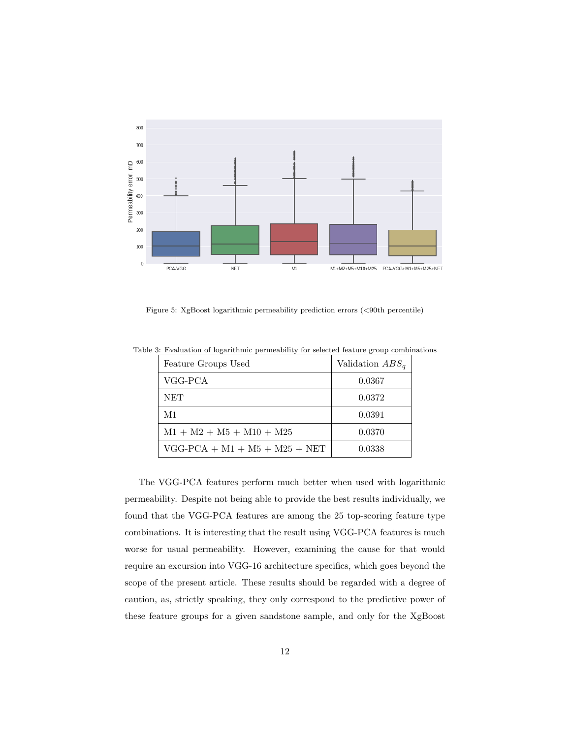Figure 5: XgBoost logarithmic permeability prediction errors (<90th percentile)

Table 3: Evaluation of logarithmic permeability for selected feature group combinations

| Feature Groups Used | Validation $ABS_q$ |
| --- | --- |
| VGG-PCA | 0.0367 |
| NET | 0.0372 |
| M1 | 0.0391 |
| M1 + M2 + M5 + M10 + M25 | 0.0370 |
| VGG-PCA + M1 + M5 + M25 + NET | 0.0338 |

The VGG-PCA features perform much better when used with logarithmic permeability. Despite not being able to provide the best results individually, we found that the VGG-PCA features are among the 25 top-scoring feature type combinations. It is interesting that the result using VGG-PCA features is much worse for usual permeability. However, examining the cause for that would require an excursion into VGG-16 architecture specifics, which goes beyond the scope of the present article. These results should be regarded with a degree of caution, as, strictly speaking, they only correspond to the predictive power of these feature groups for a given sandstone sample, and only for the XgBoost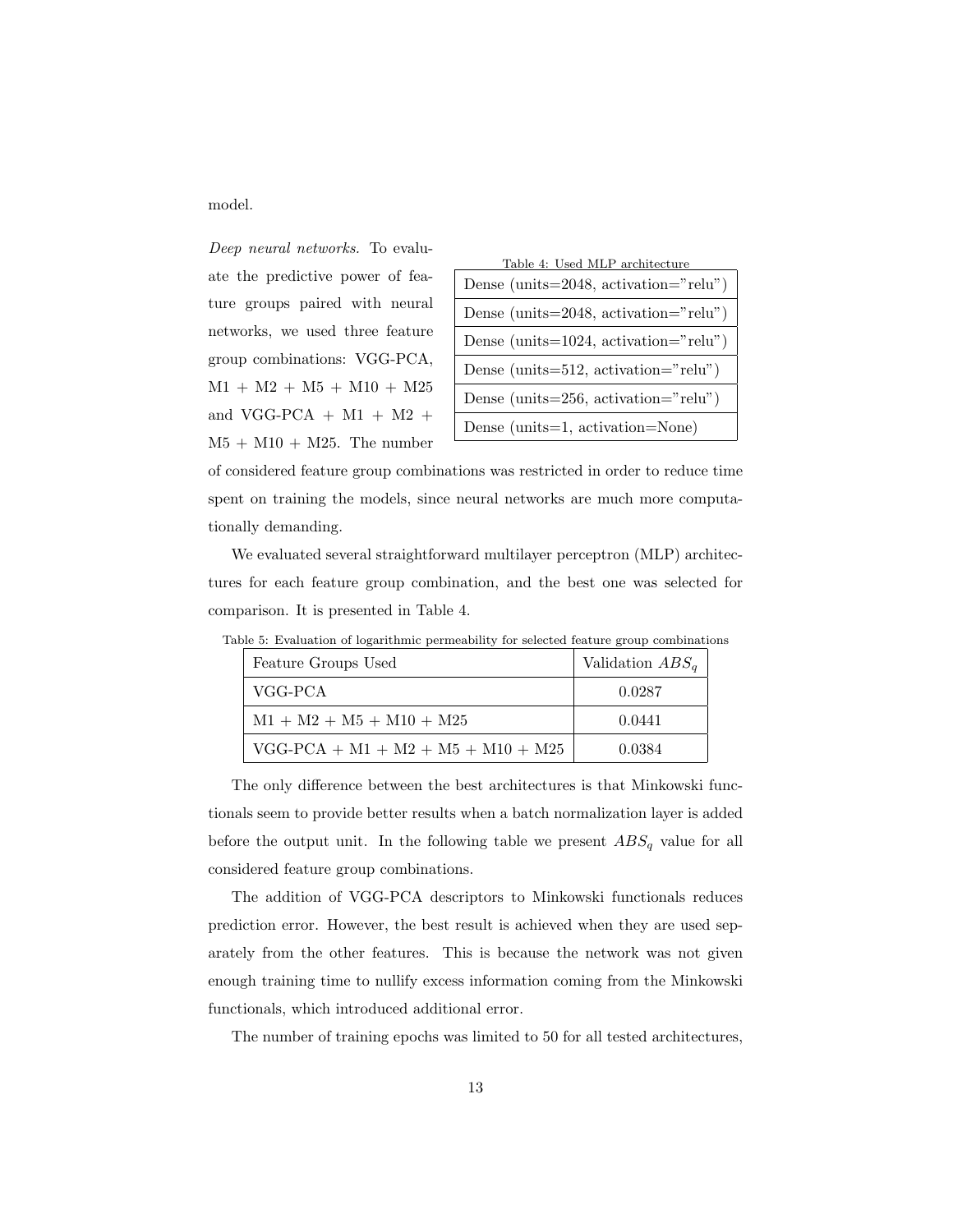model.

*Deep neural networks.* To evaluate the predictive power of feature groups paired with neural networks, we used three feature group combinations: VGG-PCA, M1 + M2 + M5 + M10 + M25 and VGG-PCA + M1 + M2 + M5 + M10 + M25. The number of considered feature group combinations was restricted in order to reduce time spent on training the models, since neural networks are much more computationally demanding.

Table 4: Used MLP architecture

| Dense (units=2048, activation="relu") |
|---|
| Dense (units=2048, activation="relu") |
| Dense (units=1024, activation="relu") |
| Dense (units=512, activation="relu") |
| Dense (units=256, activation="relu") |
| Dense (units=1, activation=None) |

We evaluated several straightforward multilayer perceptron (MLP) architectures for each feature group combination, and the best one was selected for comparison. It is presented in Table 4.

Table 5: Evaluation of logarithmic permeability for selected feature group combinations

| Feature Groups Used | Validation $ABS_q$ |
|---|---|
| VGG-PCA | 0.0287 |
| M1 + M2 + M5 + M10 + M25 | 0.0441 |
| VGG-PCA + M1 + M2 + M5 + M10 + M25 | 0.0384 |

The only difference between the best architectures is that Minkowski functionals seem to provide better results when a batch normalization layer is added before the output unit. In the following table we present $ABS_q$ value for all considered feature group combinations.

The addition of VGG-PCA descriptors to Minkowski functionals reduces prediction error. However, the best result is achieved when they are used separately from the other features. This is because the network was not given enough training time to nullify excess information coming from the Minkowski functionals, which introduced additional error.

The number of training epochs was limited to 50 for all tested architectures,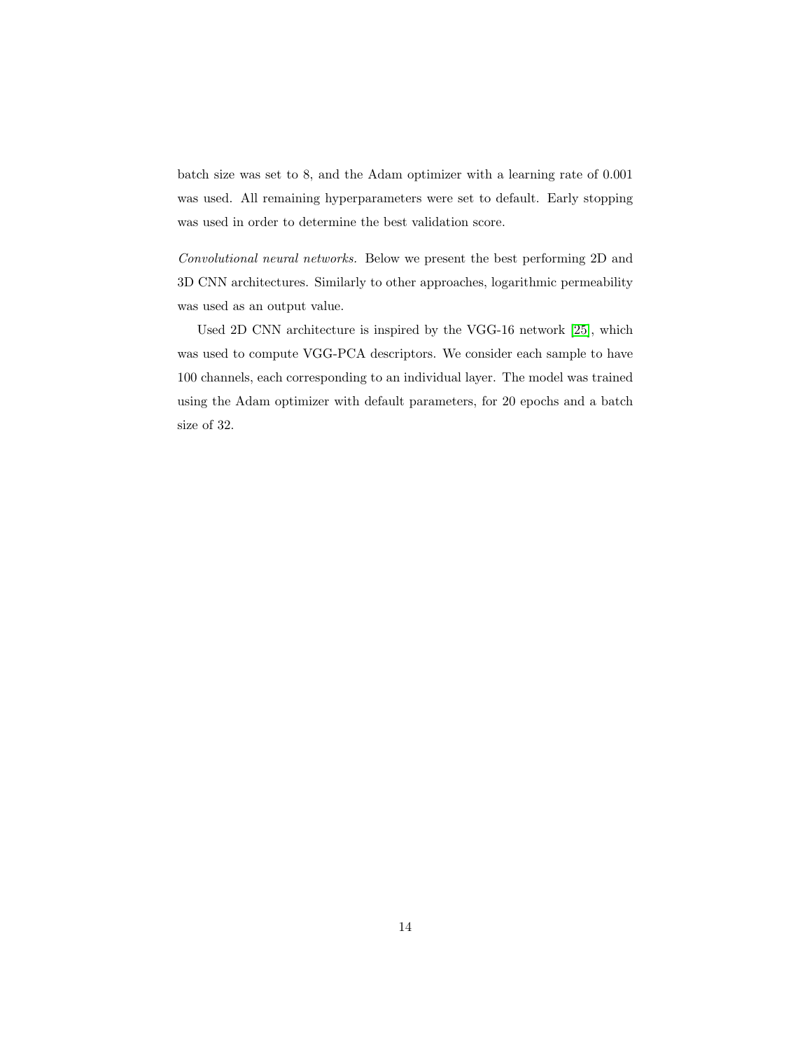batch size was set to 8, and the Adam optimizer with a learning rate of 0.001 was used. All remaining hyperparameters were set to default. Early stopping was used in order to determine the best validation score.

*Convolutional neural networks.* Below we present the best performing 2D and 3D CNN architectures. Similarly to other approaches, logarithmic permeability was used as an output value.

Used 2D CNN architecture is inspired by the VGG-16 network [25], which was used to compute VGG-PCA descriptors. We consider each sample to have 100 channels, each corresponding to an individual layer. The model was trained using the Adam optimizer with default parameters, for 20 epochs and a batch size of 32.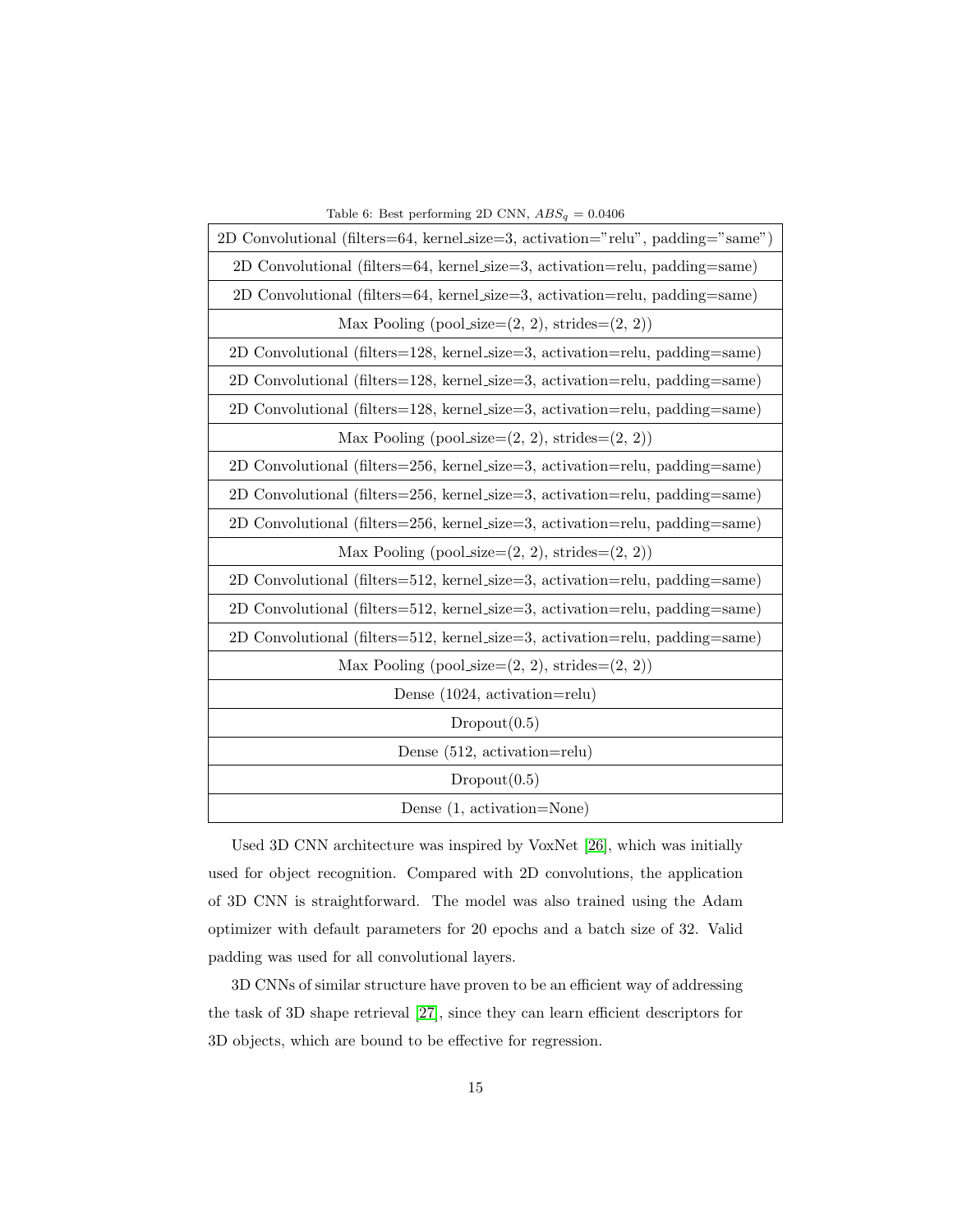Table 6: Best performing 2D CNN, $ABS_q = 0.0406$

| 2D Convolutional (filters=64, kernel_size=3, activation="relu", padding="same") |
|---|
| 2D Convolutional (filters=64, kernel_size=3, activation=relu, padding=same) |
| 2D Convolutional (filters=64, kernel_size=3, activation=relu, padding=same) |
| Max Pooling (pool_size=(2, 2), strides=(2, 2)) |
| 2D Convolutional (filters=128, kernel_size=3, activation=relu, padding=same) |
| 2D Convolutional (filters=128, kernel_size=3, activation=relu, padding=same) |
| 2D Convolutional (filters=128, kernel_size=3, activation=relu, padding=same) |
| Max Pooling (pool_size=(2, 2), strides=(2, 2)) |
| 2D Convolutional (filters=256, kernel_size=3, activation=relu, padding=same) |
| 2D Convolutional (filters=256, kernel_size=3, activation=relu, padding=same) |
| 2D Convolutional (filters=256, kernel_size=3, activation=relu, padding=same) |
| Max Pooling (pool_size=(2, 2), strides=(2, 2)) |
| 2D Convolutional (filters=512, kernel_size=3, activation=relu, padding=same) |
| 2D Convolutional (filters=512, kernel_size=3, activation=relu, padding=same) |
| 2D Convolutional (filters=512, kernel_size=3, activation=relu, padding=same) |
| Max Pooling (pool_size=(2, 2), strides=(2, 2)) |
| Dense (1024, activation=relu) |
| Dropout(0.5) |
| Dense (512, activation=relu) |
| Dropout(0.5) |
| Dense (1, activation=None) |

Used 3D CNN architecture was inspired by VoxNet [26], which was initially used for object recognition. Compared with 2D convolutions, the application of 3D CNN is straightforward. The model was also trained using the Adam optimizer with default parameters for 20 epochs and a batch size of 32. Valid padding was used for all convolutional layers.

3D CNNs of similar structure have proven to be an efficient way of addressing the task of 3D shape retrieval [27], since they can learn efficient descriptors for 3D objects, which are bound to be effective for regression.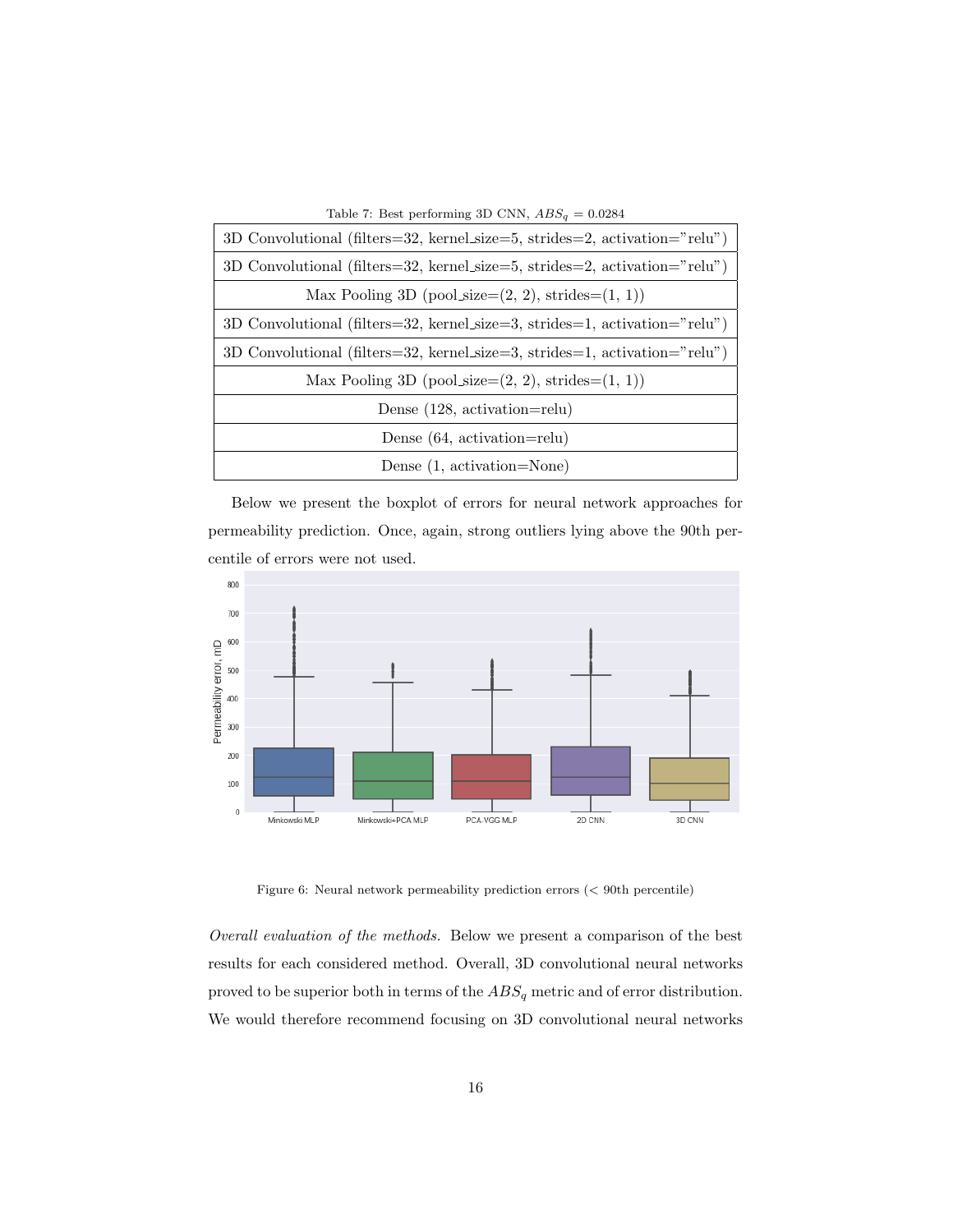Table 7: Best performing 3D CNN, $ABS_q$ = 0.0284

| 3D Convolutional (filters=32, kernel_size=5, strides=2, activation="relu") |
|---|
| 3D Convolutional (filters=32, kernel_size=5, strides=2, activation="relu") |
| Max Pooling 3D (pool_size=(2, 2), strides=(1, 1)) |
| 3D Convolutional (filters=32, kernel_size=3, strides=1, activation="relu") |
| 3D Convolutional (filters=32, kernel_size=3, strides=1, activation="relu") |
| Max Pooling 3D (pool_size=(2, 2), strides=(1, 1)) |
| Dense (128, activation=relu) |
| Dense (64, activation=relu) |
| Dense (1, activation=None) |

Below we present the boxplot of errors for neural network approaches for permeability prediction. Once, again, strong outliers lying above the 90th percentile of errors were not used.

Figure 6: Neural network permeability prediction errors (< 90th percentile)

*Overall evaluation of the methods.* Below we present a comparison of the best results for each considered method. Overall, 3D convolutional neural networks proved to be superior both in terms of the $ABS_q$ metric and of error distribution. We would therefore recommend focusing on 3D convolutional neural networks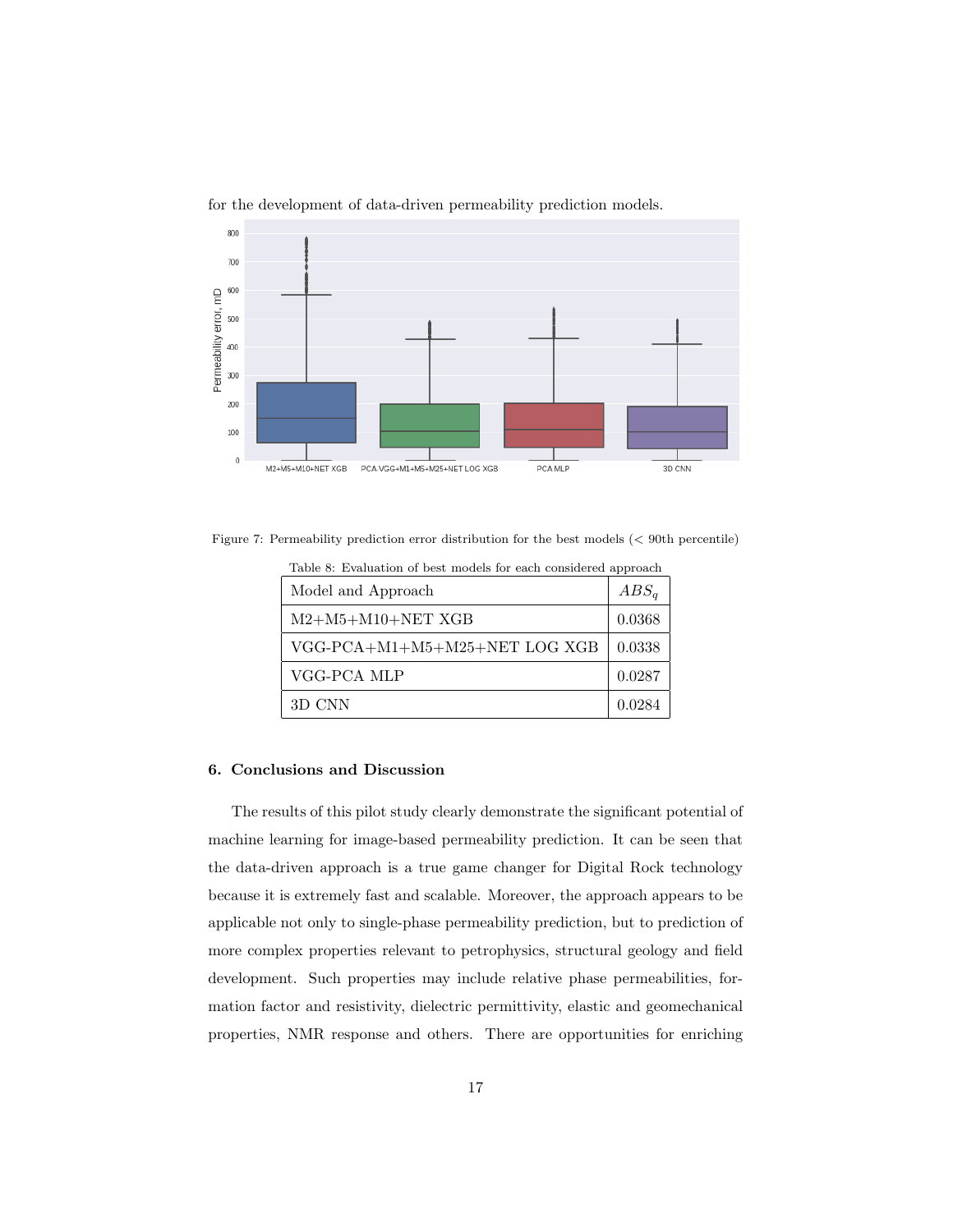for the development of data-driven permeability prediction models.

Figure 7: Permeability prediction error distribution for the best models (< 90th percentile)

Table 8: Evaluation of best models for each considered approach

| Model and Approach | $ABS_q$ |
|---|---|
| M2+M5+M10+NET XGB | 0.0368 |
| VGG-PCA+M1+M5+M25+NET LOG XGB | 0.0338 |
| VGG-PCA MLP | 0.0287 |
| 3D CNN | 0.0284 |

## 6. Conclusions and Discussion

The results of this pilot study clearly demonstrate the significant potential of machine learning for image-based permeability prediction. It can be seen that the data-driven approach is a true game changer for Digital Rock technology because it is extremely fast and scalable. Moreover, the approach appears to be applicable not only to single-phase permeability prediction, but to prediction of more complex properties relevant to petrophysics, structural geology and field development. Such properties may include relative phase permeabilities, formation factor and resistivity, dielectric permittivity, elastic and geomechanical properties, NMR response and others. There are opportunities for enriching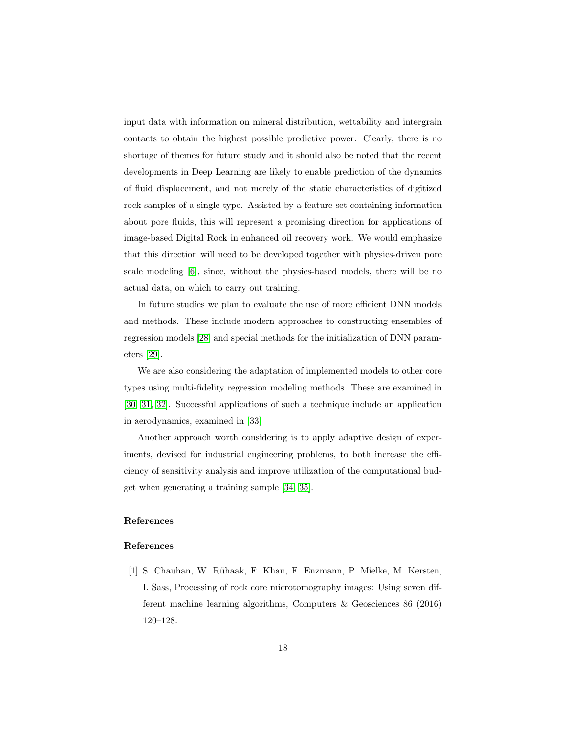input data with information on mineral distribution, wettability and intergrain contacts to obtain the highest possible predictive power. Clearly, there is no shortage of themes for future study and it should also be noted that the recent developments in Deep Learning are likely to enable prediction of the dynamics of fluid displacement, and not merely of the static characteristics of digitized rock samples of a single type. Assisted by a feature set containing information about pore fluids, this will represent a promising direction for applications of image-based Digital Rock in enhanced oil recovery work. We would emphasize that this direction will need to be developed together with physics-driven pore scale modeling [6], since, without the physics-based models, there will be no actual data, on which to carry out training.

In future studies we plan to evaluate the use of more efficient DNN models and methods. These include modern approaches to constructing ensembles of regression models [28] and special methods for the initialization of DNN parameters [29].

We are also considering the adaptation of implemented models to other core types using multi-fidelity regression modeling methods. These are examined in [30, 31, 32]. Successful applications of such a technique include an application in aerodynamics, examined in [33]

Another approach worth considering is to apply adaptive design of experiments, devised for industrial engineering problems, to both increase the efficiency of sensitivity analysis and improve utilization of the computational budget when generating a training sample [34, 35].

## References

## References

[1] S. Chauhan, W. Rühaak, F. Khan, F. Enzmann, P. Mielke, M. Kersten, I. Sass, Processing of rock core microtomography images: Using seven different machine learning algorithms, Computers & Geosciences 86 (2016) 120–128.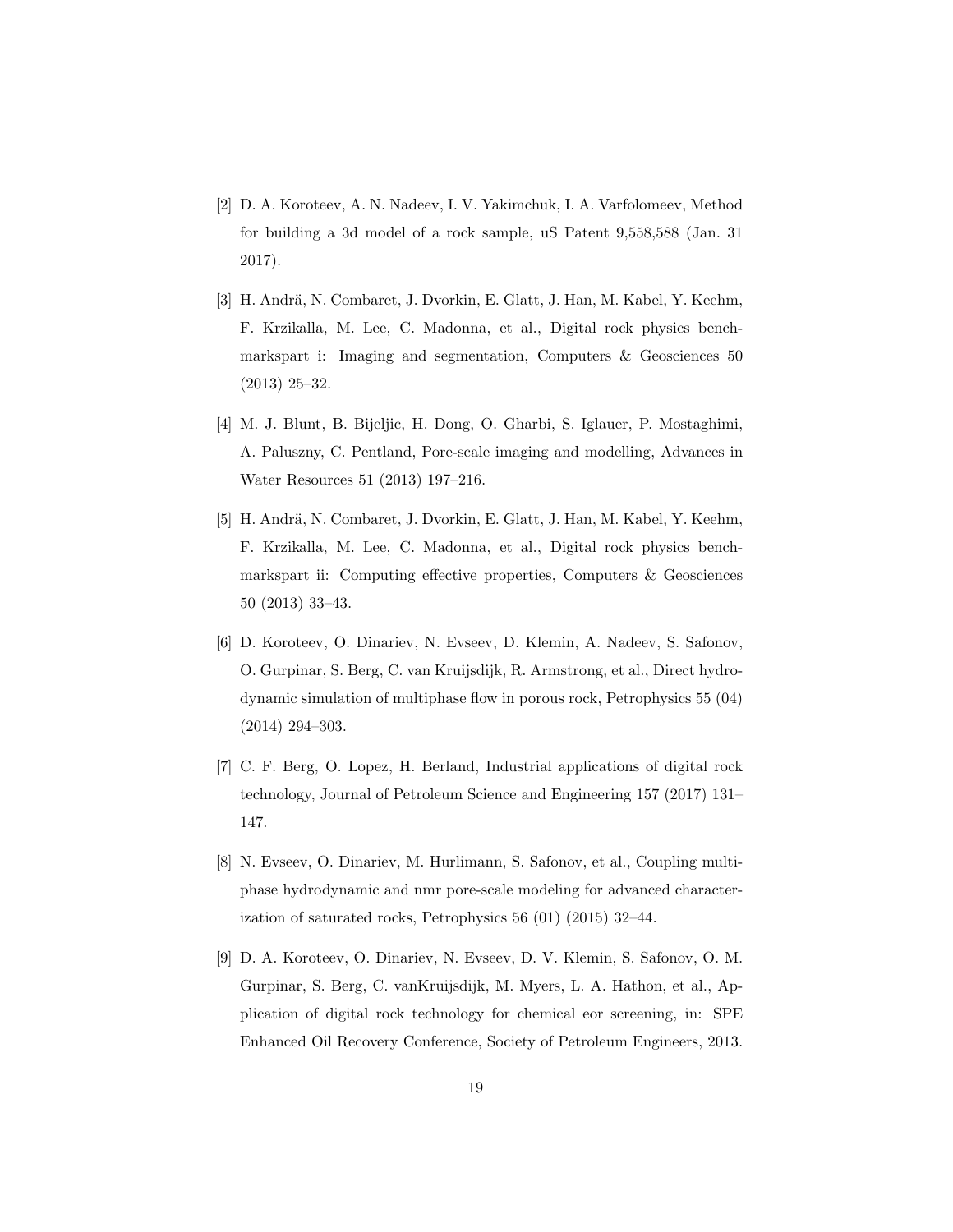[2] D. A. Koroteev, A. N. Nadeev, I. V. Yakimchuk, I. A. Varfolomeev, Method for building a 3d model of a rock sample, uS Patent 9,558,588 (Jan. 31 2017).

[3] H. Andrä, N. Combaret, J. Dvorkin, E. Glatt, J. Han, M. Kabel, Y. Keehm, F. Krzikalla, M. Lee, C. Madonna, et al., Digital rock physics benchmarkspart i: Imaging and segmentation, Computers & Geosciences 50 (2013) 25–32.

[4] M. J. Blunt, B. Bijeljic, H. Dong, O. Gharbi, S. Iglauer, P. Mostaghimi, A. Paluszny, C. Pentland, Pore-scale imaging and modelling, Advances in Water Resources 51 (2013) 197–216.

[5] H. Andrä, N. Combaret, J. Dvorkin, E. Glatt, J. Han, M. Kabel, Y. Keehm, F. Krzikalla, M. Lee, C. Madonna, et al., Digital rock physics benchmarkspart ii: Computing effective properties, Computers & Geosciences 50 (2013) 33–43.

[6] D. Koroteev, O. Dinariev, N. Evseev, D. Klemin, A. Nadeev, S. Safonov, O. Gurpinar, S. Berg, C. van Kruijsdijk, R. Armstrong, et al., Direct hydrodynamic simulation of multiphase flow in porous rock, Petrophysics 55 (04) (2014) 294–303.

[7] C. F. Berg, O. Lopez, H. Berland, Industrial applications of digital rock technology, Journal of Petroleum Science and Engineering 157 (2017) 131–147.

[8] N. Evseev, O. Dinariev, M. Hurlimann, S. Safonov, et al., Coupling multiphase hydrodynamic and nmr pore-scale modeling for advanced characterization of saturated rocks, Petrophysics 56 (01) (2015) 32–44.

[9] D. A. Koroteev, O. Dinariev, N. Evseev, D. V. Klemin, S. Safonov, O. M. Gurpinar, S. Berg, C. vanKruijsdijk, M. Myers, L. A. Hathon, et al., Application of digital rock technology for chemical eor screening, in: SPE Enhanced Oil Recovery Conference, Society of Petroleum Engineers, 2013.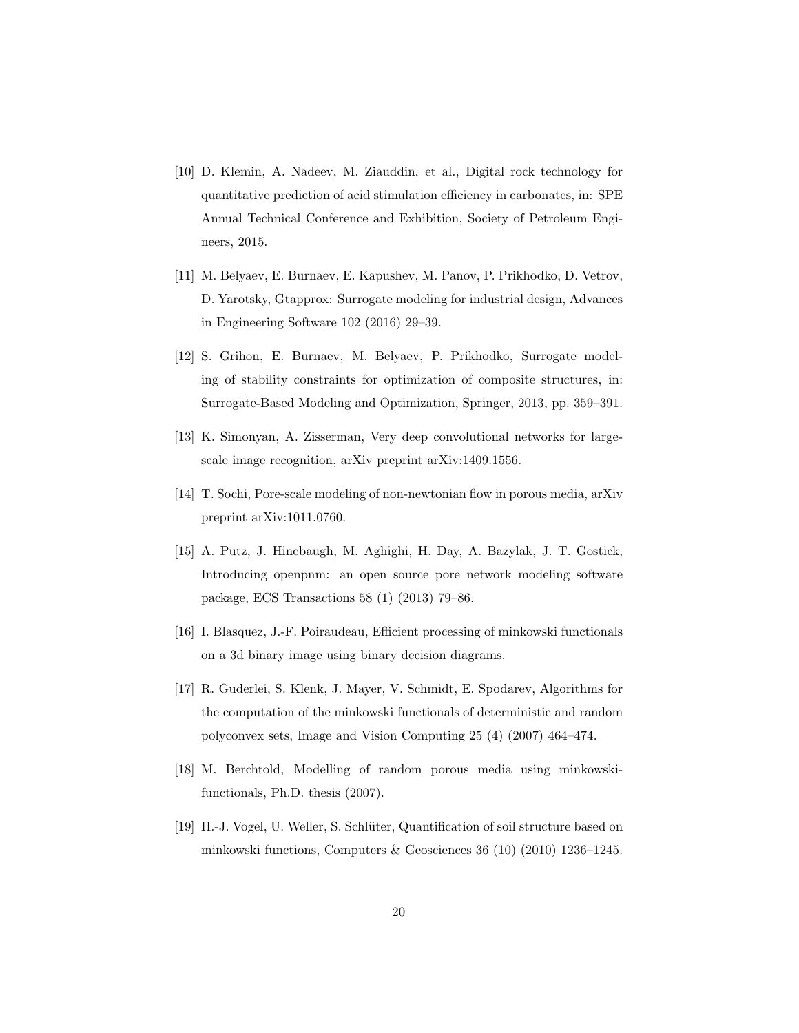[10] D. Klemin, A. Nadeev, M. Ziauddin, et al., Digital rock technology for quantitative prediction of acid stimulation efficiency in carbonates, in: SPE Annual Technical Conference and Exhibition, Society of Petroleum Engineers, 2015.

[11] M. Belyaev, E. Burnaev, E. Kapushev, M. Panov, P. Prikhodko, D. Vetrov, D. Yarotsky, Gtapprox: Surrogate modeling for industrial design, Advances in Engineering Software 102 (2016) 29–39.

[12] S. Grihon, E. Burnaev, M. Belyaev, P. Prikhodko, Surrogate modeling of stability constraints for optimization of composite structures, in: Surrogate-Based Modeling and Optimization, Springer, 2013, pp. 359–391.

[13] K. Simonyan, A. Zisserman, Very deep convolutional networks for large-scale image recognition, arXiv preprint arXiv:1409.1556.

[14] T. Sochi, Pore-scale modeling of non-newtonian flow in porous media, arXiv preprint arXiv:1011.0760.

[15] A. Putz, J. Hinebaugh, M. Aghighi, H. Day, A. Bazylak, J. T. Gostick, Introducing openpnm: an open source pore network modeling software package, ECS Transactions 58 (1) (2013) 79–86.

[16] I. Blasquez, J.-F. Poiraudeau, Efficient processing of minkowski functionals on a 3d binary image using binary decision diagrams.

[17] R. Guderlei, S. Klenk, J. Mayer, V. Schmidt, E. Spodarev, Algorithms for the computation of the minkowski functionals of deterministic and random polyconvex sets, Image and Vision Computing 25 (4) (2007) 464–474.

[18] M. Berchtold, Modelling of random porous media using minkowski-functionals, Ph.D. thesis (2007).

[19] H.-J. Vogel, U. Weller, S. Schlüter, Quantification of soil structure based on minkowski functions, Computers & Geosciences 36 (10) (2010) 1236–1245.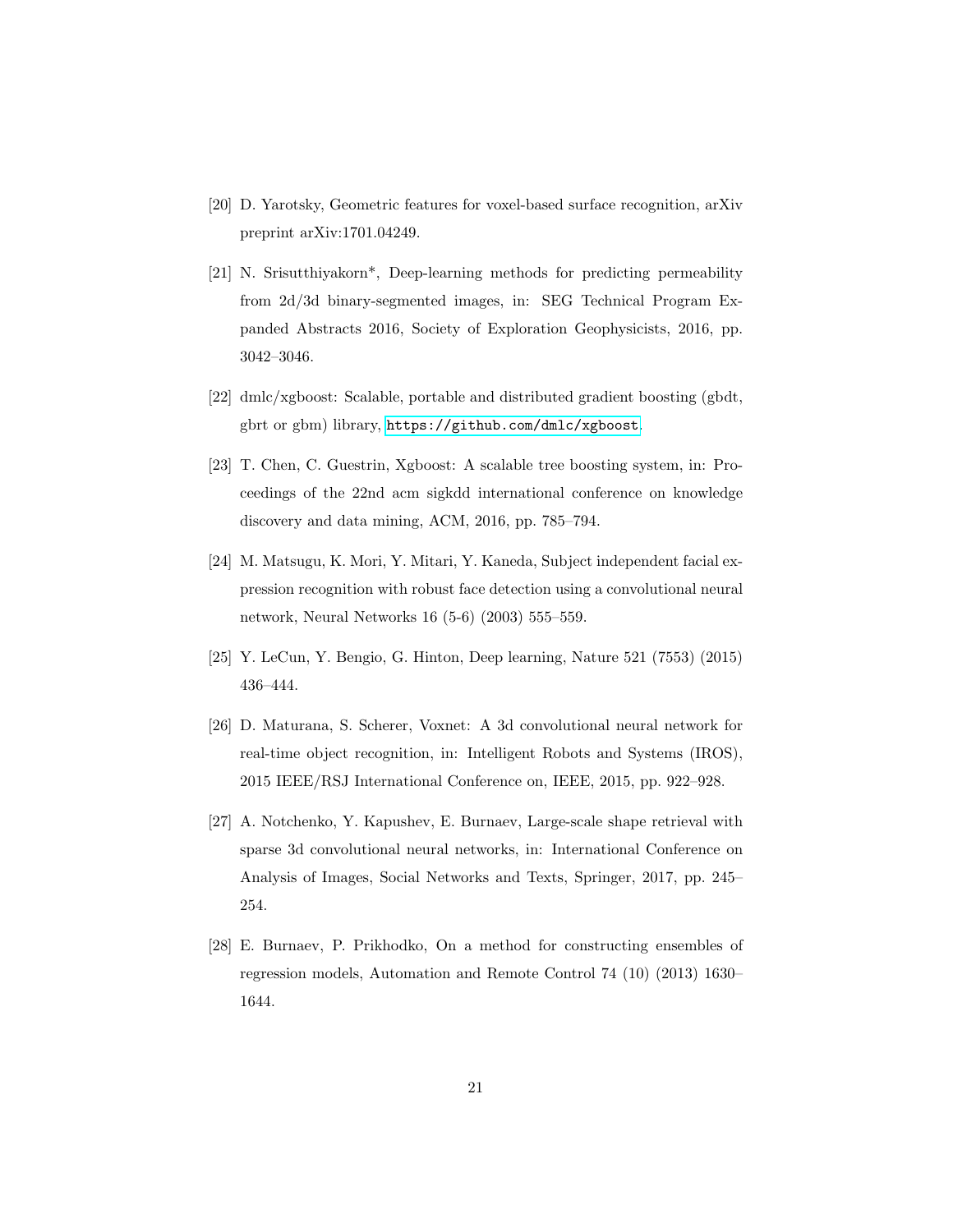[20] D. Yarotsky, Geometric features for voxel-based surface recognition, arXiv preprint arXiv:1701.04249.

[21] N. Srisutthiyakorn*, Deep-learning methods for predicting permeability from 2d/3d binary-segmented images, in: SEG Technical Program Expanded Abstracts 2016, Society of Exploration Geophysicists, 2016, pp. 3042–3046.

[22] dmlc/xgboost: Scalable, portable and distributed gradient boosting (gbdt, gbrt or gbm) library, https://github.com/dmlc/xgboost.

[23] T. Chen, C. Guestrin, Xgboost: A scalable tree boosting system, in: Proceedings of the 22nd acm sigkdd international conference on knowledge discovery and data mining, ACM, 2016, pp. 785–794.

[24] M. Matsugu, K. Mori, Y. Mitari, Y. Kaneda, Subject independent facial expression recognition with robust face detection using a convolutional neural network, Neural Networks 16 (5-6) (2003) 555–559.

[25] Y. LeCun, Y. Bengio, G. Hinton, Deep learning, Nature 521 (7553) (2015) 436–444.

[26] D. Maturana, S. Scherer, Voxnet: A 3d convolutional neural network for real-time object recognition, in: Intelligent Robots and Systems (IROS), 2015 IEEE/RSJ International Conference on, IEEE, 2015, pp. 922–928.

[27] A. Notchenko, Y. Kapushev, E. Burnaev, Large-scale shape retrieval with sparse 3d convolutional neural networks, in: International Conference on Analysis of Images, Social Networks and Texts, Springer, 2017, pp. 245–254.

[28] E. Burnaev, P. Prikhodko, On a method for constructing ensembles of regression models, Automation and Remote Control 74 (10) (2013) 1630–1644.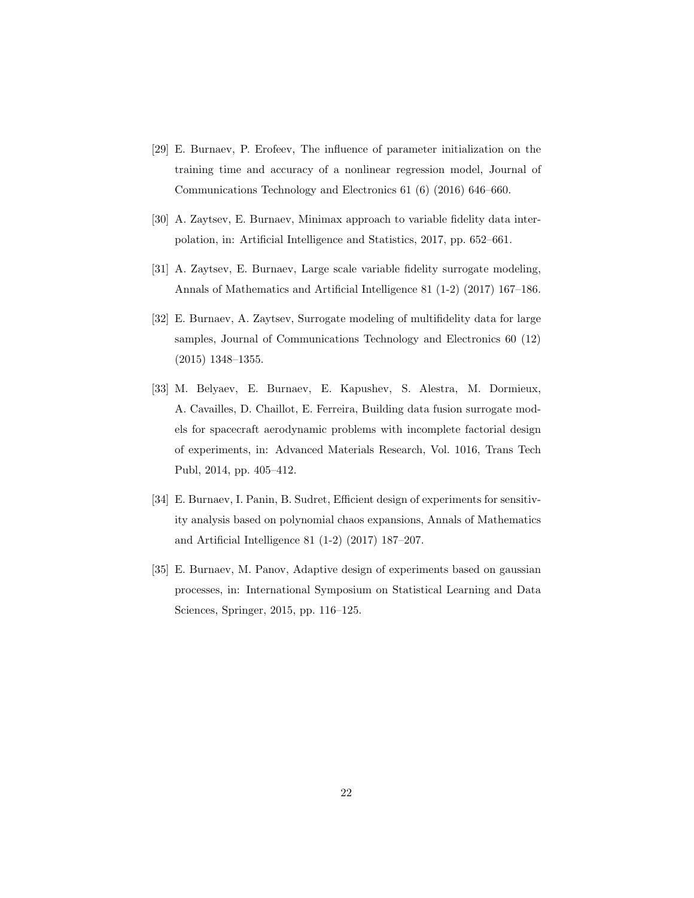[29] E. Burnaev, P. Erofeev, The influence of parameter initialization on the training time and accuracy of a nonlinear regression model, Journal of Communications Technology and Electronics 61 (6) (2016) 646–660.

[30] A. Zaytsev, E. Burnaev, Minimax approach to variable fidelity data interpolation, in: Artificial Intelligence and Statistics, 2017, pp. 652–661.

[31] A. Zaytsev, E. Burnaev, Large scale variable fidelity surrogate modeling, Annals of Mathematics and Artificial Intelligence 81 (1-2) (2017) 167–186.

[32] E. Burnaev, A. Zaytsev, Surrogate modeling of multifidelity data for large samples, Journal of Communications Technology and Electronics 60 (12) (2015) 1348–1355.

[33] M. Belyaev, E. Burnaev, E. Kapushev, S. Alestra, M. Dormieux, A. Cavailles, D. Chaillot, E. Ferreira, Building data fusion surrogate models for spacecraft aerodynamic problems with incomplete factorial design of experiments, in: Advanced Materials Research, Vol. 1016, Trans Tech Publ, 2014, pp. 405–412.

[34] E. Burnaev, I. Panin, B. Sudret, Efficient design of experiments for sensitivity analysis based on polynomial chaos expansions, Annals of Mathematics and Artificial Intelligence 81 (1-2) (2017) 187–207.

[35] E. Burnaev, M. Panov, Adaptive design of experiments based on gaussian processes, in: International Symposium on Statistical Learning and Data Sciences, Springer, 2015, pp. 116–125.